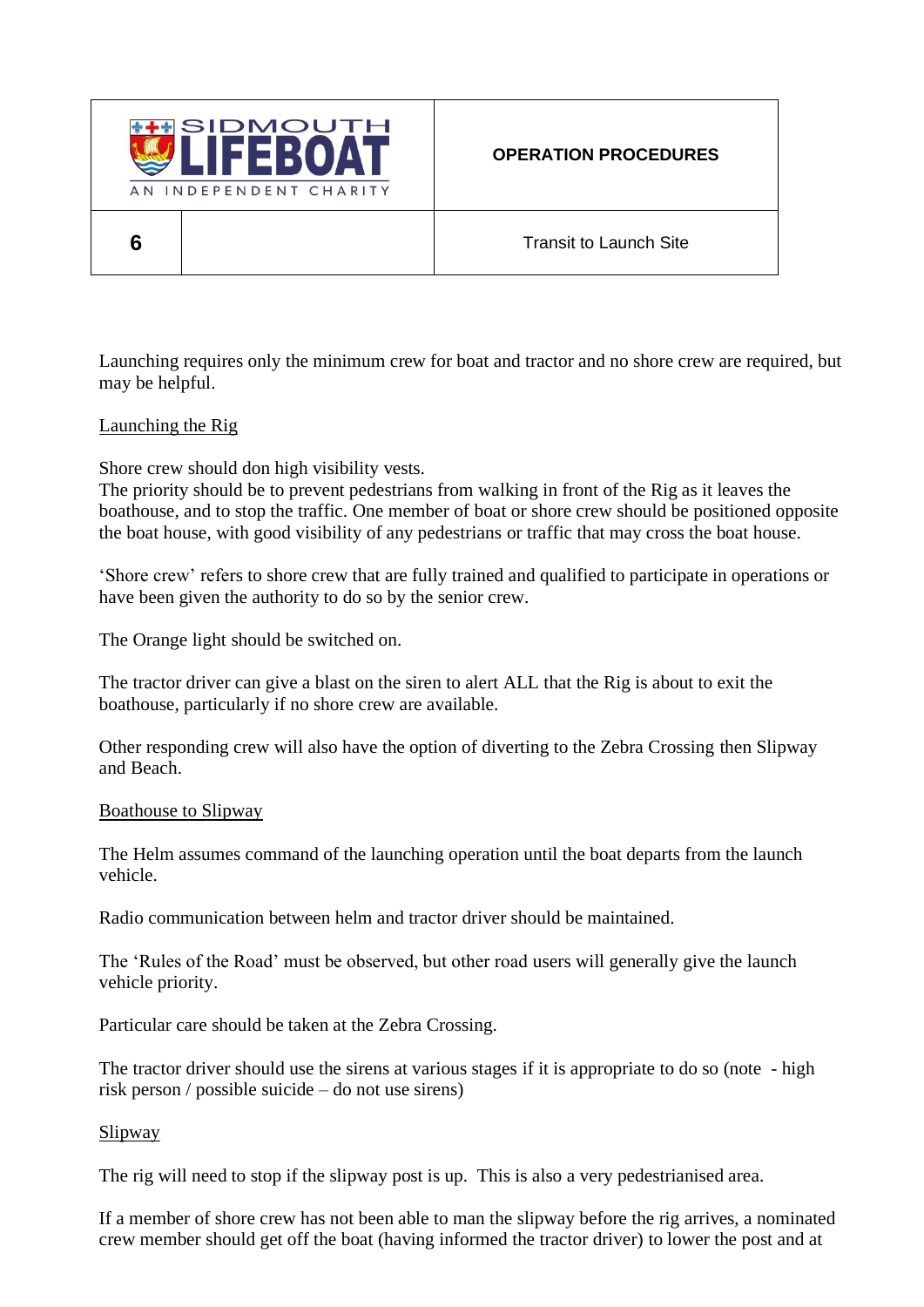| SIDMOUTH LIFEBOAT AN INDEPENDENT CHARITY | | OPERATION PROCEDURES |
|---|---|---|
| **6** | | Transit to Launch Site |

Launching requires only the minimum crew for boat and tractor and no shore crew are required, but may be helpful.

## Launching the Rig

Shore crew should don high visibility vests.
The priority should be to prevent pedestrians from walking in front of the Rig as it leaves the boathouse, and to stop the traffic. One member of boat or shore crew should be positioned opposite the boat house, with good visibility of any pedestrians or traffic that may cross the boat house.

'Shore crew' refers to shore crew that are fully trained and qualified to participate in operations or have been given the authority to do so by the senior crew.

The Orange light should be switched on.

The tractor driver can give a blast on the siren to alert ALL that the Rig is about to exit the boathouse, particularly if no shore crew are available.

Other responding crew will also have the option of diverting to the Zebra Crossing then Slipway and Beach.

## Boathouse to Slipway

The Helm assumes command of the launching operation until the boat departs from the launch vehicle.

Radio communication between helm and tractor driver should be maintained.

The 'Rules of the Road' must be observed, but other road users will generally give the launch vehicle priority.

Particular care should be taken at the Zebra Crossing.

The tractor driver should use the sirens at various stages if it is appropriate to do so (note - high risk person / possible suicide – do not use sirens)

## Slipway

The rig will need to stop if the slipway post is up. This is also a very pedestrianised area.

If a member of shore crew has not been able to man the slipway before the rig arrives, a nominated crew member should get off the boat (having informed the tractor driver) to lower the post and at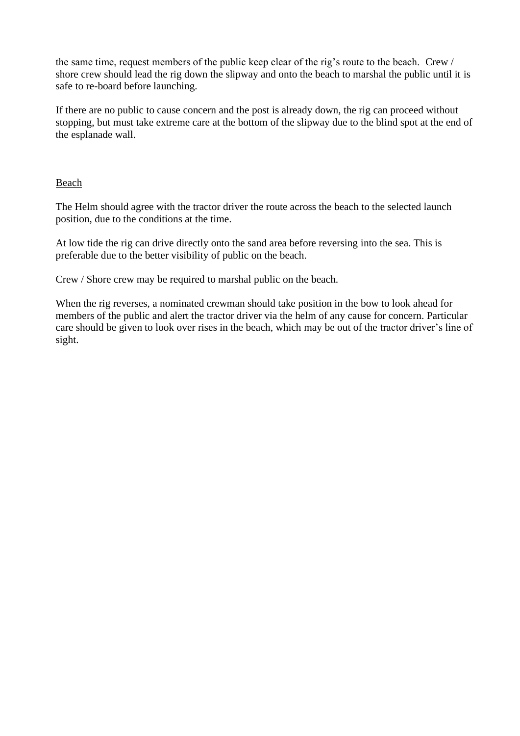the same time, request members of the public keep clear of the rig's route to the beach.  Crew / shore crew should lead the rig down the slipway and onto the beach to marshal the public until it is safe to re-board before launching.

If there are no public to cause concern and the post is already down, the rig can proceed without stopping, but must take extreme care at the bottom of the slipway due to the blind spot at the end of the esplanade wall.

<u>Beach</u>

The Helm should agree with the tractor driver the route across the beach to the selected launch position, due to the conditions at the time.

At low tide the rig can drive directly onto the sand area before reversing into the sea. This is preferable due to the better visibility of public on the beach.

Crew / Shore crew may be required to marshal public on the beach.

When the rig reverses, a nominated crewman should take position in the bow to look ahead for members of the public and alert the tractor driver via the helm of any cause for concern. Particular care should be given to look over rises in the beach, which may be out of the tractor driver's line of sight.